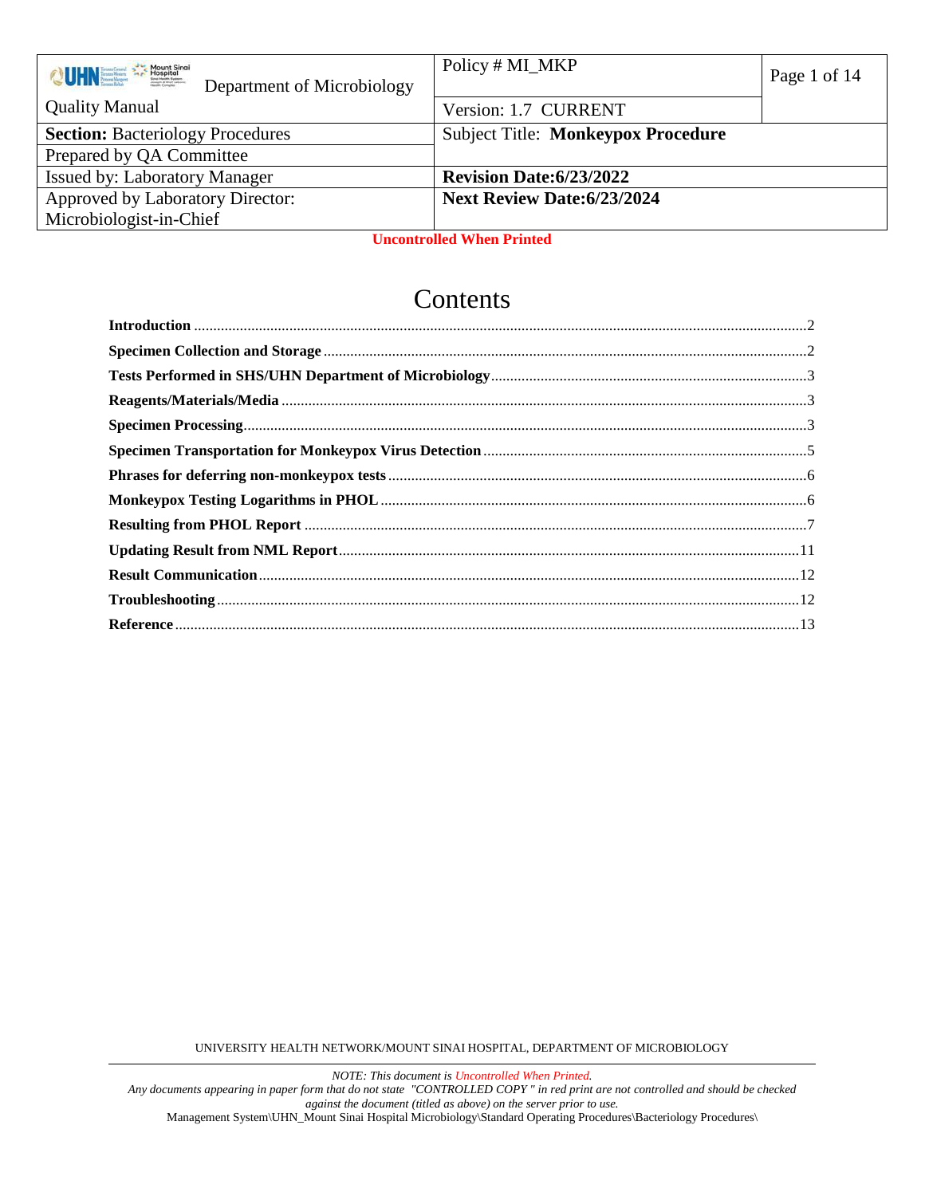| Department of Microbiology | Policy # MI_MKP | Page 1 of 14 |
|---|---|---|
| Quality Manual | Version: 1.7 CURRENT | |
| **Section:** Bacteriology Procedures | Subject Title: **Monkeypox Procedure** | |
| Prepared by QA Committee | | |
| Issued by: Laboratory Manager | **Revision Date:6/23/2022** | |
| Approved by Laboratory Director: Microbiologist-in-Chief | **Next Review Date:6/23/2024** | |

**Uncontrolled When Printed**

# Contents

- **Introduction** ..... 2
- **Specimen Collection and Storage** ..... 2
- **Tests Performed in SHS/UHN Department of Microbiology** ..... 3
- **Reagents/Materials/Media** ..... 3
- **Specimen Processing** ..... 3
- **Specimen Transportation for Monkeypox Virus Detection** ..... 5
- **Phrases for deferring non-monkeypox tests** ..... 6
- **Monkeypox Testing Logarithms in PHOL** ..... 6
- **Resulting from PHOL Report** ..... 7
- **Updating Result from NML Report** ..... 11
- **Result Communication** ..... 12
- **Troubleshooting** ..... 12
- **Reference** ..... 13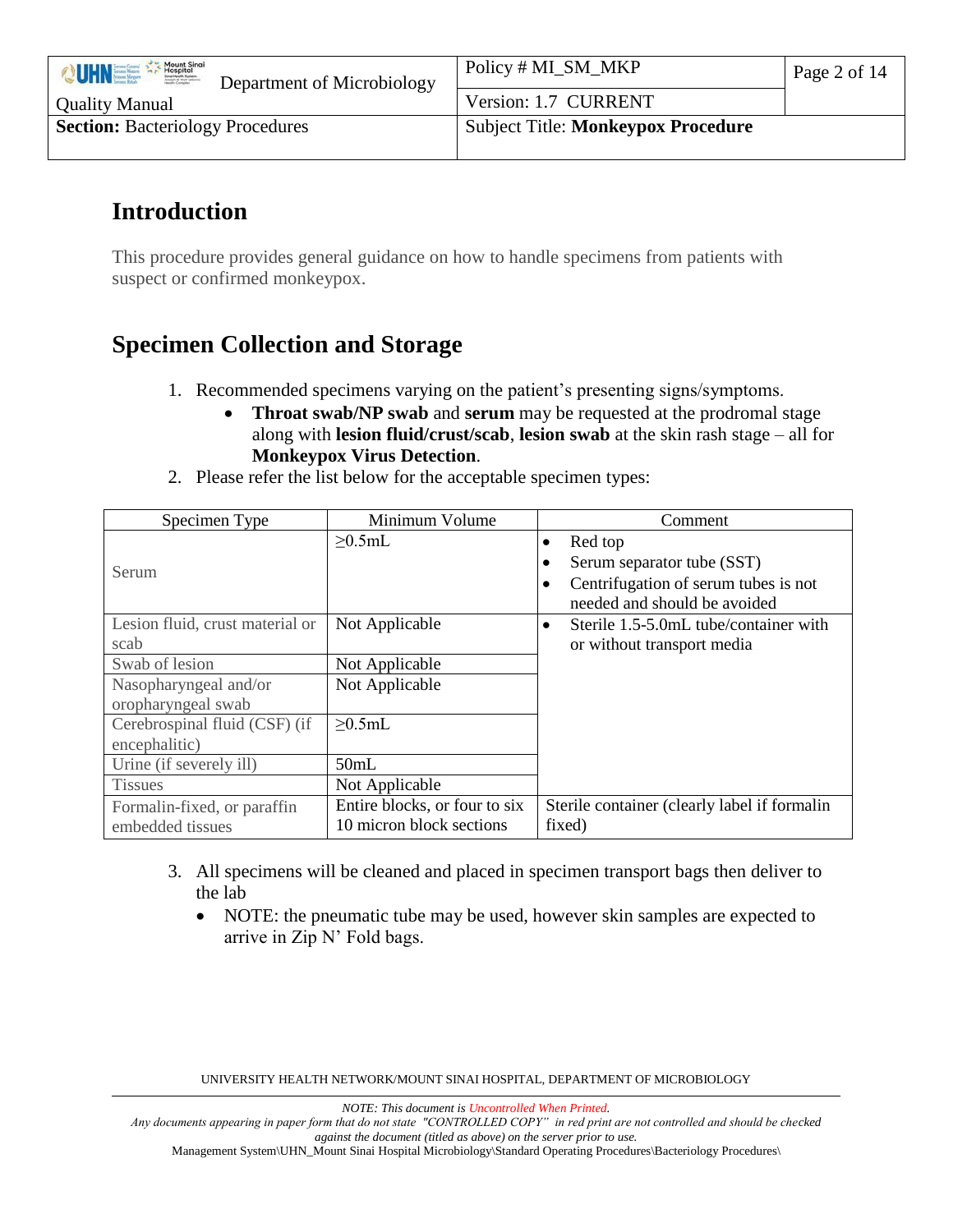## Introduction

This procedure provides general guidance on how to handle specimens from patients with suspect or confirmed monkeypox.

## Specimen Collection and Storage

1. Recommended specimens varying on the patient's presenting signs/symptoms.
   - **Throat swab/NP swab** and **serum** may be requested at the prodromal stage along with **lesion fluid/crust/scab**, **lesion swab** at the skin rash stage – all for **Monkeypox Virus Detection**.
2. Please refer the list below for the acceptable specimen types:

| Specimen Type | Minimum Volume | Comment |
|---|---|---|
| Serum | ≥0.5mL | • Red top<br>• Serum separator tube (SST)<br>• Centrifugation of serum tubes is not needed and should be avoided |
| Lesion fluid, crust material or scab | Not Applicable | • Sterile 1.5-5.0mL tube/container with or without transport media |
| Swab of lesion | Not Applicable | |
| Nasopharyngeal and/or oropharyngeal swab | Not Applicable | |
| Cerebrospinal fluid (CSF) (if encephalitic) | ≥0.5mL | |
| Urine (if severely ill) | 50mL | |
| Tissues | Not Applicable | |
| Formalin-fixed, or paraffin embedded tissues | Entire blocks, or four to six 10 micron block sections | Sterile container (clearly label if formalin fixed) |

3. All specimens will be cleaned and placed in specimen transport bags then deliver to the lab
   - NOTE: the pneumatic tube may be used, however skin samples are expected to arrive in Zip N' Fold bags.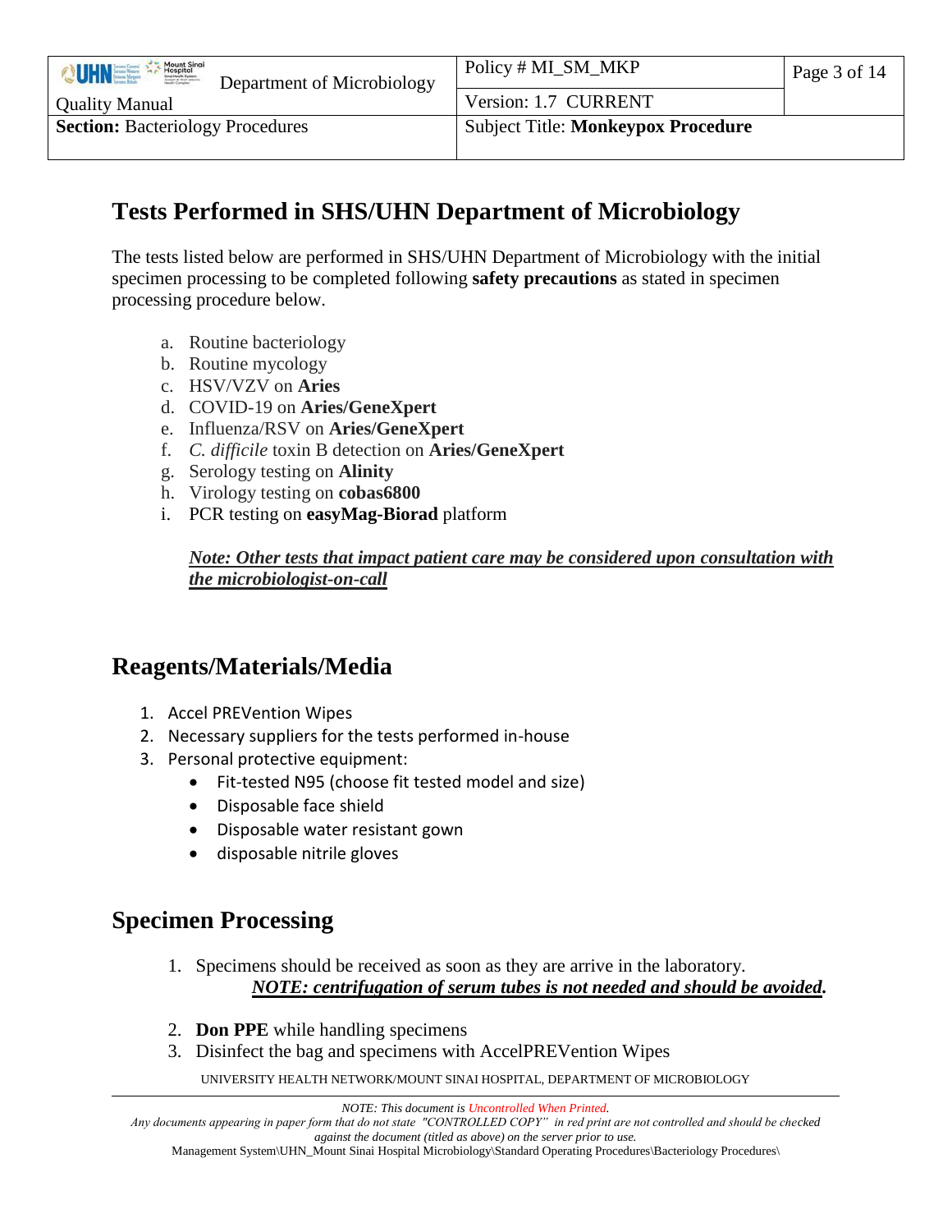## Tests Performed in SHS/UHN Department of Microbiology

The tests listed below are performed in SHS/UHN Department of Microbiology with the initial specimen processing to be completed following **safety precautions** as stated in specimen processing procedure below.

a. Routine bacteriology
b. Routine mycology
c. HSV/VZV on **Aries**
d. COVID-19 on **Aries/GeneXpert**
e. Influenza/RSV on **Aries/GeneXpert**
f. *C. difficile* toxin B detection on **Aries/GeneXpert**
g. Serology testing on **Alinity**
h. Virology testing on **cobas6800**
i. PCR testing on **easyMag-Biorad** platform

***Note: Other tests that impact patient care may be considered upon consultation with the microbiologist-on-call***

## Reagents/Materials/Media

1. Accel PREVention Wipes
2. Necessary suppliers for the tests performed in-house
3. Personal protective equipment:
   - Fit-tested N95 (choose fit tested model and size)
   - Disposable face shield
   - Disposable water resistant gown
   - disposable nitrile gloves

## Specimen Processing

1. Specimens should be received as soon as they are arrive in the laboratory.
   ***NOTE: centrifugation of serum tubes is not needed and should be avoided.***
2. **Don PPE** while handling specimens
3. Disinfect the bag and specimens with AccelPREVention Wipes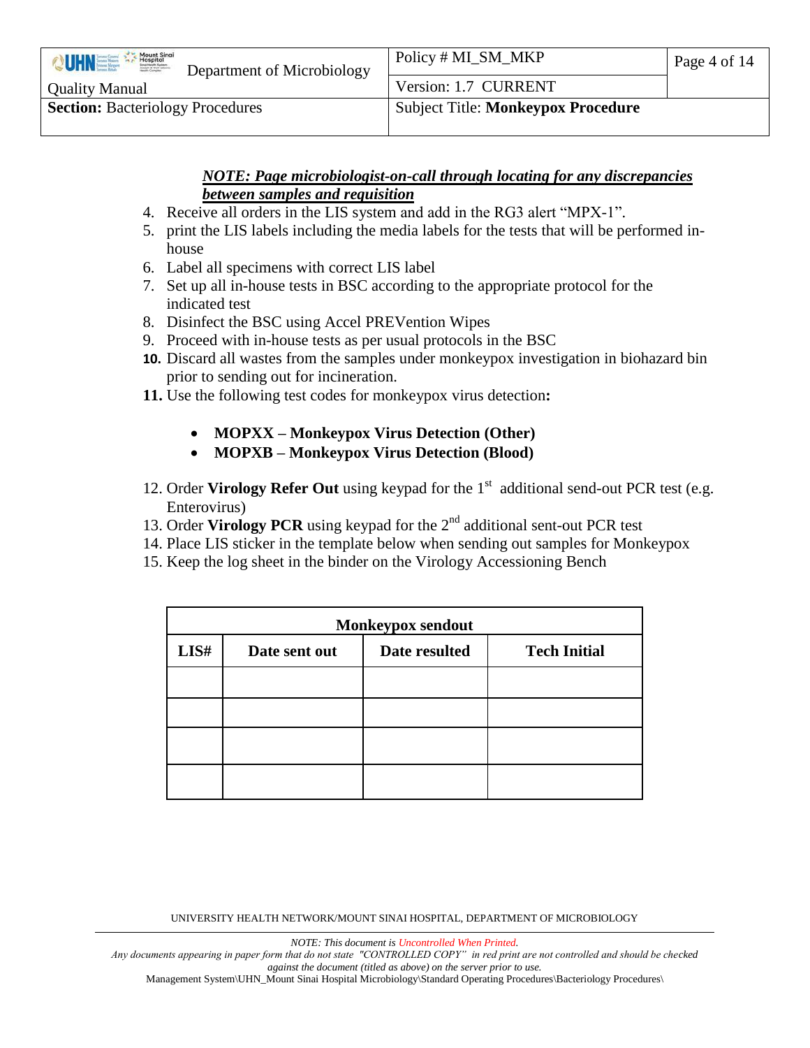***NOTE: Page microbiologist-on-call through locating for any discrepancies between samples and requisition***

4. Receive all orders in the LIS system and add in the RG3 alert "MPX-1".
5. print the LIS labels including the media labels for the tests that will be performed in-house
6. Label all specimens with correct LIS label
7. Set up all in-house tests in BSC according to the appropriate protocol for the indicated test
8. Disinfect the BSC using Accel PREVention Wipes
9. Proceed with in-house tests as per usual protocols in the BSC
10. Discard all wastes from the samples under monkeypox investigation in biohazard bin prior to sending out for incineration.
11. Use the following test codes for monkeypox virus detection**:**
    - **MOPXX – Monkeypox Virus Detection (Other)**
    - **MOPXB – Monkeypox Virus Detection (Blood)**
12. Order **Virology Refer Out** using keypad for the 1st additional send-out PCR test (e.g. Enterovirus)
13. Order **Virology PCR** using keypad for the 2nd additional sent-out PCR test
14. Place LIS sticker in the template below when sending out samples for Monkeypox
15. Keep the log sheet in the binder on the Virology Accessioning Bench

| **Monkeypox sendout** | | | |
|---|---|---|---|
| **LIS#** | **Date sent out** | **Date resulted** | **Tech Initial** |
| | | | |
| | | | |
| | | | |
| | | | |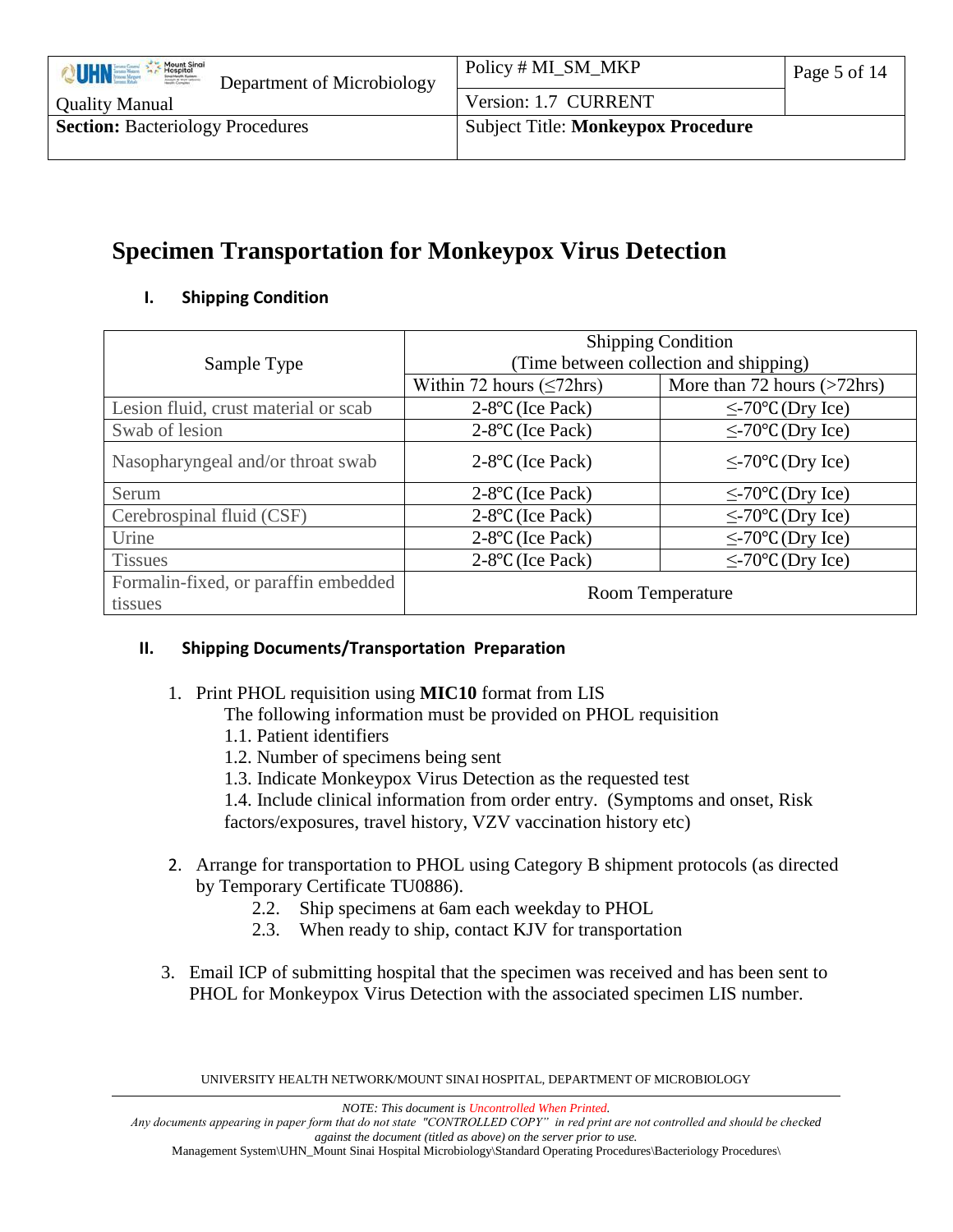# Specimen Transportation for Monkeypox Virus Detection

## I. Shipping Condition

| Sample Type | Shipping Condition (Time between collection and shipping) | |
|---|---|---|
| | Within 72 hours (≤72hrs) | More than 72 hours (>72hrs) |
| Lesion fluid, crust material or scab | 2-8℃ (Ice Pack) | ≤-70℃ (Dry Ice) |
| Swab of lesion | 2-8℃ (Ice Pack) | ≤-70℃ (Dry Ice) |
| Nasopharyngeal and/or throat swab | 2-8℃ (Ice Pack) | ≤-70℃ (Dry Ice) |
| Serum | 2-8℃ (Ice Pack) | ≤-70℃ (Dry Ice) |
| Cerebrospinal fluid (CSF) | 2-8℃ (Ice Pack) | ≤-70℃ (Dry Ice) |
| Urine | 2-8℃ (Ice Pack) | ≤-70℃ (Dry Ice) |
| Tissues | 2-8℃ (Ice Pack) | ≤-70℃ (Dry Ice) |
| Formalin-fixed, or paraffin embedded tissues | Room Temperature | |

## II. Shipping Documents/Transportation Preparation

1. Print PHOL requisition using **MIC10** format from LIS
   The following information must be provided on PHOL requisition
   1.1. Patient identifiers
   1.2. Number of specimens being sent
   1.3. Indicate Monkeypox Virus Detection as the requested test
   1.4. Include clinical information from order entry. (Symptoms and onset, Risk factors/exposures, travel history, VZV vaccination history etc)

2. Arrange for transportation to PHOL using Category B shipment protocols (as directed by Temporary Certificate TU0886).
   2.2. Ship specimens at 6am each weekday to PHOL
   2.3. When ready to ship, contact KJV for transportation

3. Email ICP of submitting hospital that the specimen was received and has been sent to PHOL for Monkeypox Virus Detection with the associated specimen LIS number.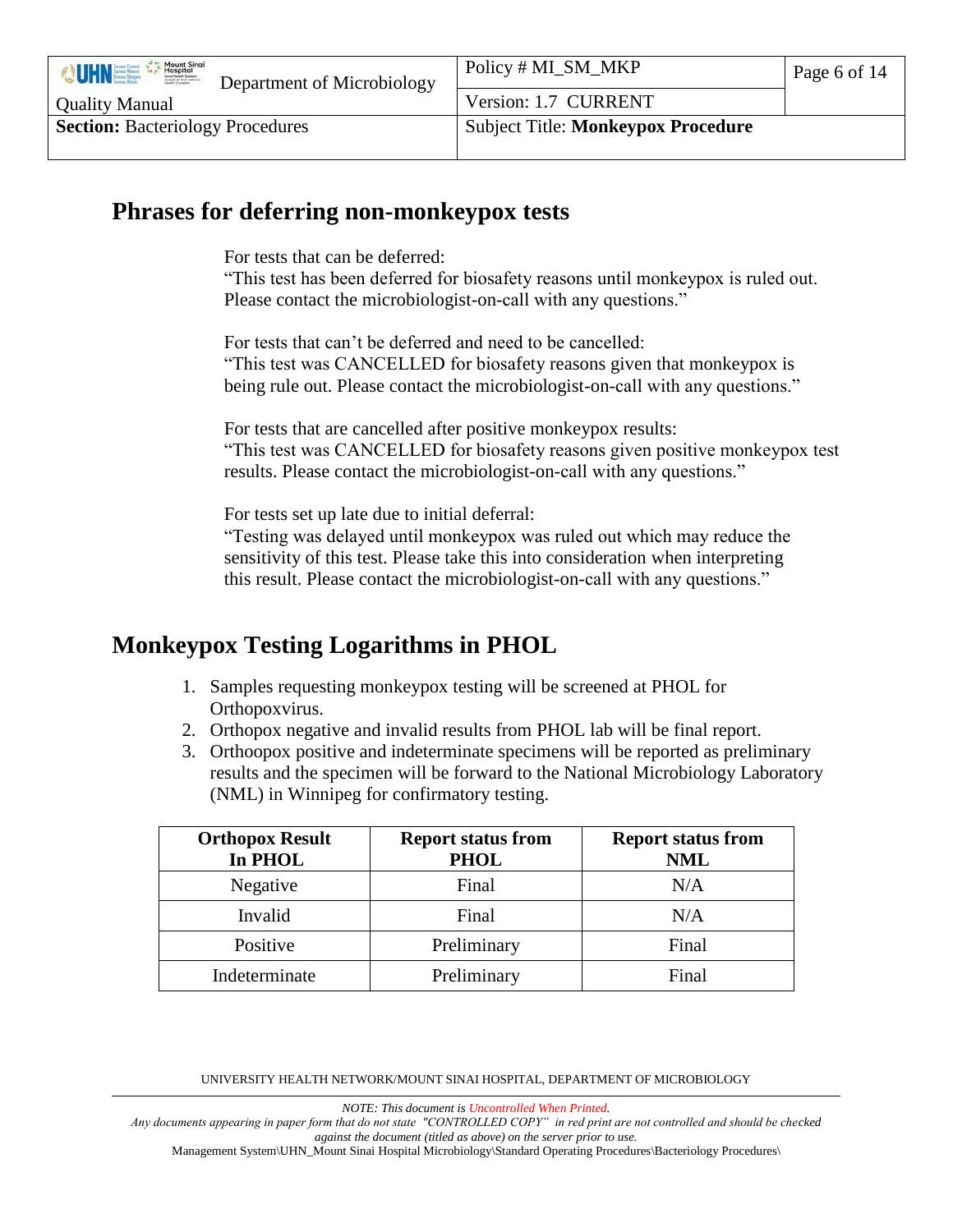## Phrases for deferring non-monkeypox tests

For tests that can be deferred:
"This test has been deferred for biosafety reasons until monkeypox is ruled out. Please contact the microbiologist-on-call with any questions."

For tests that can't be deferred and need to be cancelled:
"This test was CANCELLED for biosafety reasons given that monkeypox is being rule out. Please contact the microbiologist-on-call with any questions."

For tests that are cancelled after positive monkeypox results:
"This test was CANCELLED for biosafety reasons given positive monkeypox test results. Please contact the microbiologist-on-call with any questions."

For tests set up late due to initial deferral:
"Testing was delayed until monkeypox was ruled out which may reduce the sensitivity of this test. Please take this into consideration when interpreting this result. Please contact the microbiologist-on-call with any questions."

## Monkeypox Testing Logarithms in PHOL

1. Samples requesting monkeypox testing will be screened at PHOL for Orthopoxvirus.
2. Orthopox negative and invalid results from PHOL lab will be final report.
3. Orthoopox positive and indeterminate specimens will be reported as preliminary results and the specimen will be forward to the National Microbiology Laboratory (NML) in Winnipeg for confirmatory testing.

| Orthopox Result In PHOL | Report status from PHOL | Report status from NML |
|---|---|---|
| Negative | Final | N/A |
| Invalid | Final | N/A |
| Positive | Preliminary | Final |
| Indeterminate | Preliminary | Final |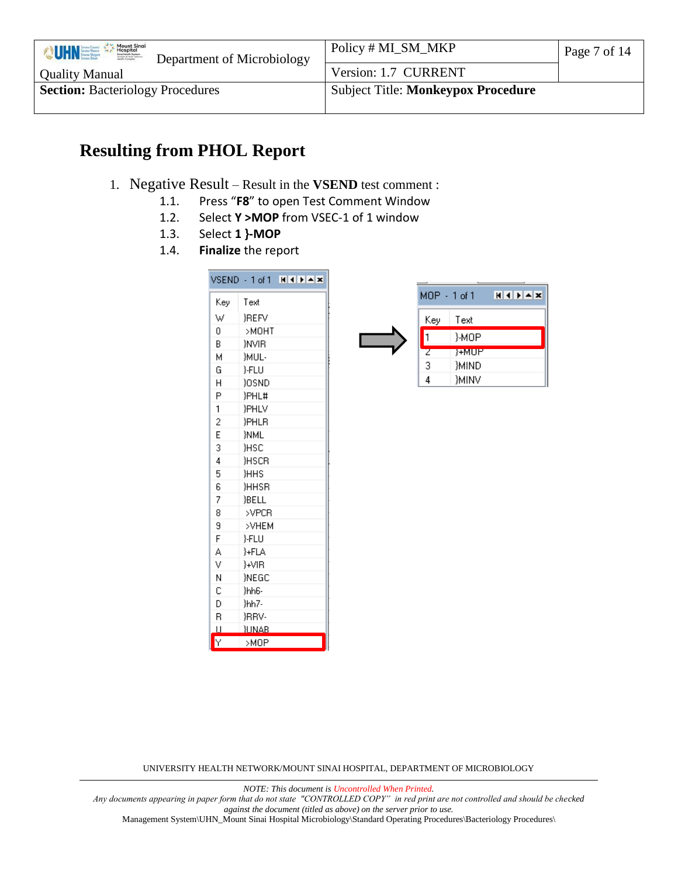## Resulting from PHOL Report

1. Negative Result – Result in the **VSEND** test comment :
   1.1. Press "**F8**" to open Test Comment Window
   1.2. Select **Y >MOP** from VSEC-1 of 1 window
   1.3. Select **1 }-MOP**
   1.4. **Finalize** the report

VSEND - 1 of 1

| Key | Text |
|---|---|
| W | }REFV |
| 0 | >MOHT |
| B | }NVIR |
| M | }MUL- |
| G | }-FLU |
| H | }OSND |
| P | }PHL# |
| 1 | }PHLV |
| 2 | }PHLR |
| E | }NML |
| 3 | }HSC |
| 4 | }HSCR |
| 5 | }HHS |
| 6 | }HHSR |
| 7 | }BELL |
| 8 | >VPCR |
| 9 | >VHEM |
| F | }-FLU |
| A | }+FLA |
| V | }+VIR |
| N | }NEGC |
| C | }hh6- |
| D | }hh7- |
| R | }RRV- |
| U | }UNAB |
| Y | >MOP |

MOP - 1 of 1

| Key | Text |
|---|---|
| 1 | }-MOP |
| 2 | }+MOP |
| 3 | }MIND |
| 4 | }MINV |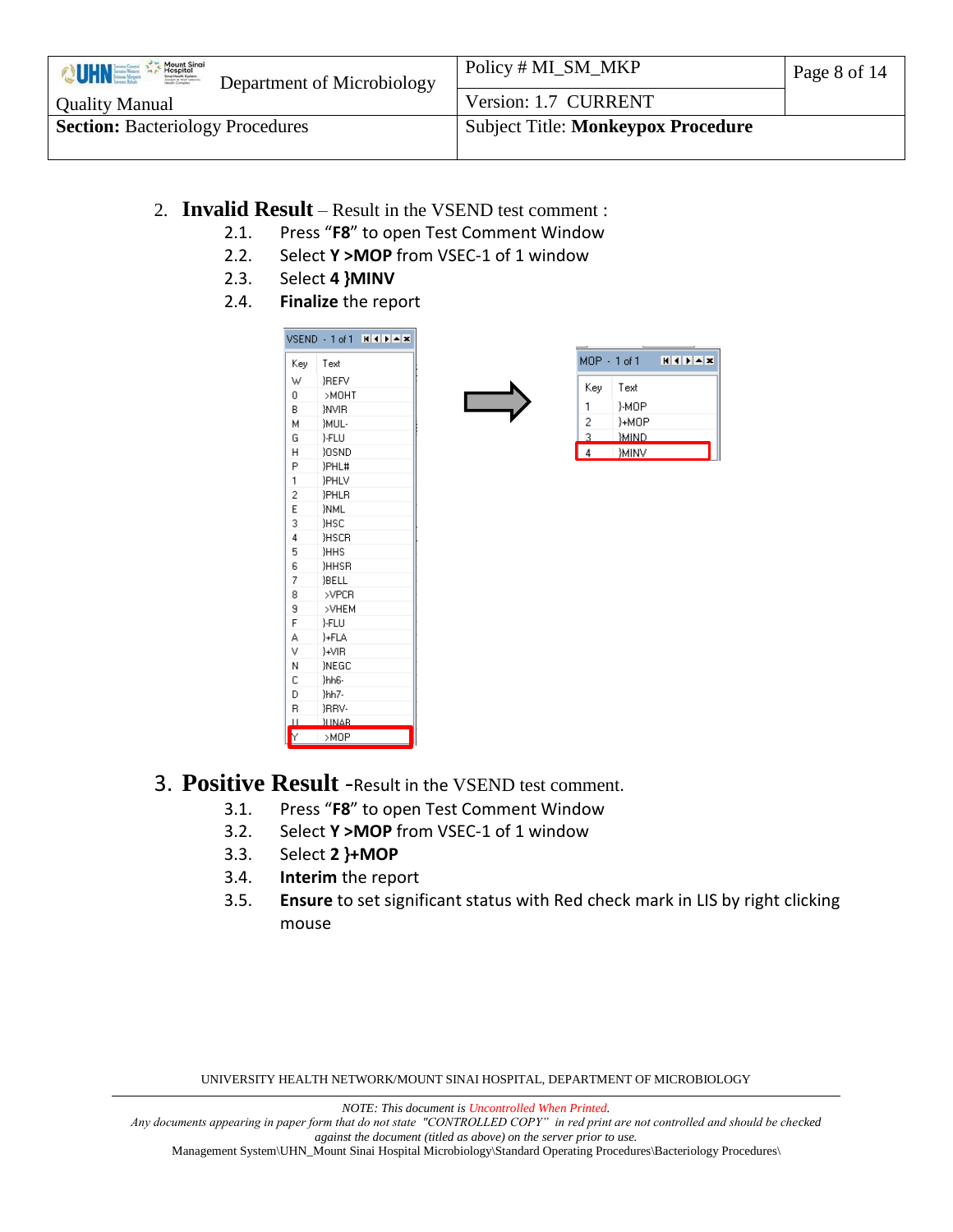2. **Invalid Result** – Result in the VSEND test comment :

   2.1. Press "**F8**" to open Test Comment Window

   2.2. Select **Y >MOP** from VSEC-1 of 1 window

   2.3. Select **4 }MINV**

   2.4. **Finalize** the report

VSEND - 1 of 1

| Key | Text |
| --- | --- |
| W | }REFV |
| 0 | >MOHT |
| B | }NVIR |
| M | }MUL- |
| G | }-FLU |
| H | }OSND |
| P | }PHL# |
| 1 | }PHLV |
| 2 | }PHLR |
| E | }NML |
| 3 | }HSC |
| 4 | }HSCR |
| 5 | }HHS |
| 6 | }HHSR |
| 7 | }BELL |
| 8 | >VPCR |
| 9 | >VHEM |
| F | }-FLU |
| A | }+FLA |
| V | }+VIR |
| N | }NEGC |
| C | }hh6- |
| D | }hh7- |
| R | }RRV- |
| U | }UNAB |
| Y | >MOP |

MOP - 1 of 1

| Key | Text |
| --- | --- |
| 1 | }-MOP |
| 2 | }+MOP |
| 3 | }MIND |
| 4 | }MINV |

3. **Positive Result** -Result in the VSEND test comment.

   3.1. Press "**F8**" to open Test Comment Window

   3.2. Select **Y >MOP** from VSEC-1 of 1 window

   3.3. Select **2 }+MOP**

   3.4. **Interim** the report

   3.5. **Ensure** to set significant status with Red check mark in LIS by right clicking mouse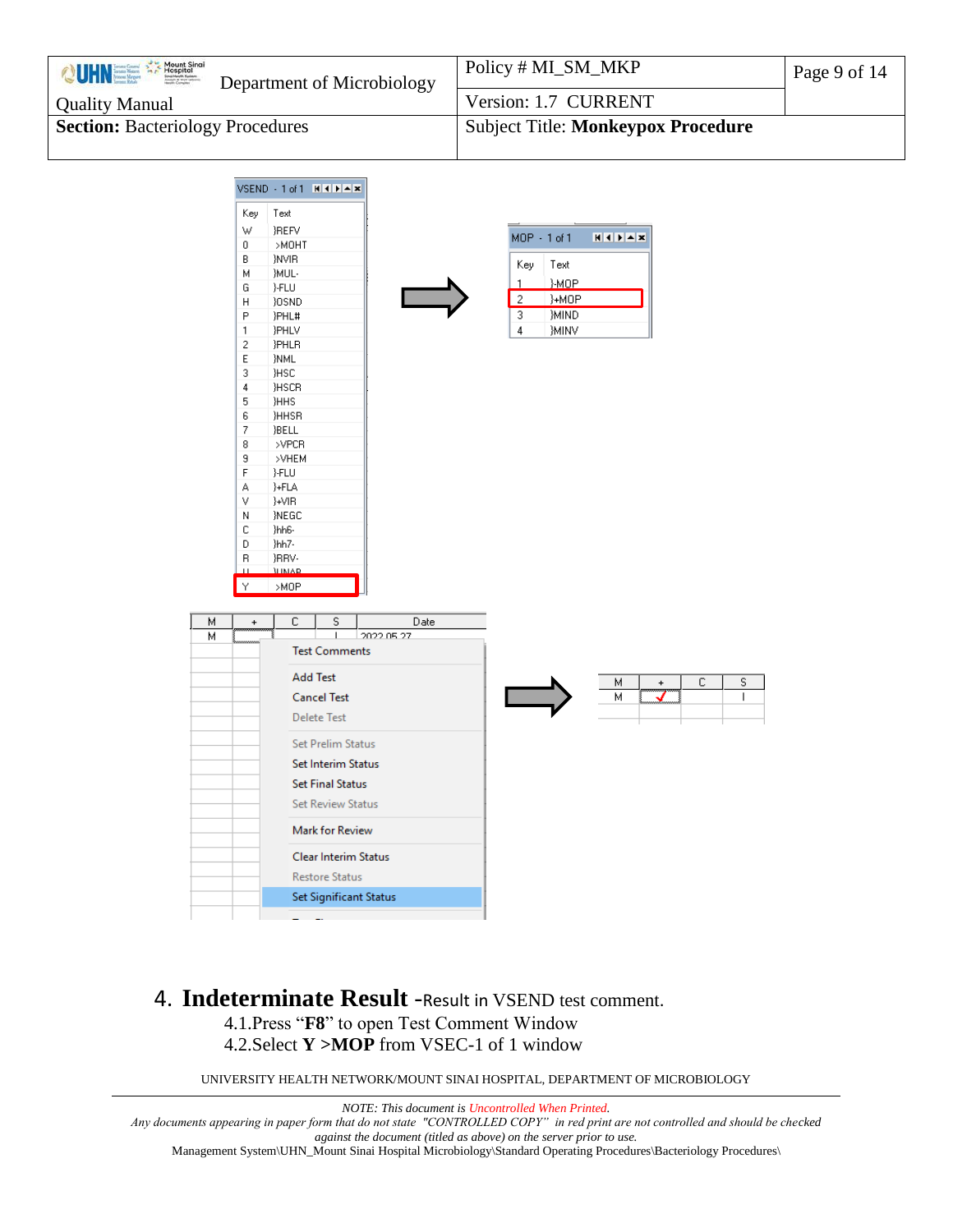| Key | Text |
|---|---|
| W | }REFV |
| 0 | >MOHT |
| B | }NVIR |
| M | }MUL- |
| G | }-FLU |
| H | }OSND |
| P | }PHL# |
| 1 | }PHLV |
| 2 | }PHLR |
| E | }NML |
| 3 | }HSC |
| 4 | }HSCR |
| 5 | }HHS |
| 6 | }HHSR |
| 7 | }BELL |
| 8 | >VPCR |
| 9 | >VHEM |
| F | }-FLU |
| A | }+FLA |
| V | }+VIR |
| N | }NEGC |
| C | }hh6- |
| D | }hh7- |
| R | }RRV- |
| U | }UNAP |
| Y | >MOP |

| Key | Text |
|---|---|
| 1 | }-MOP |
| 2 | }+MOP |
| 3 | }MIND |
| 4 | }MINV |

4. **Indeterminate Result** -Result in VSEND test comment.

4.1. Press "**F8**" to open Test Comment Window

4.2. Select **Y >MOP** from VSEC-1 of 1 window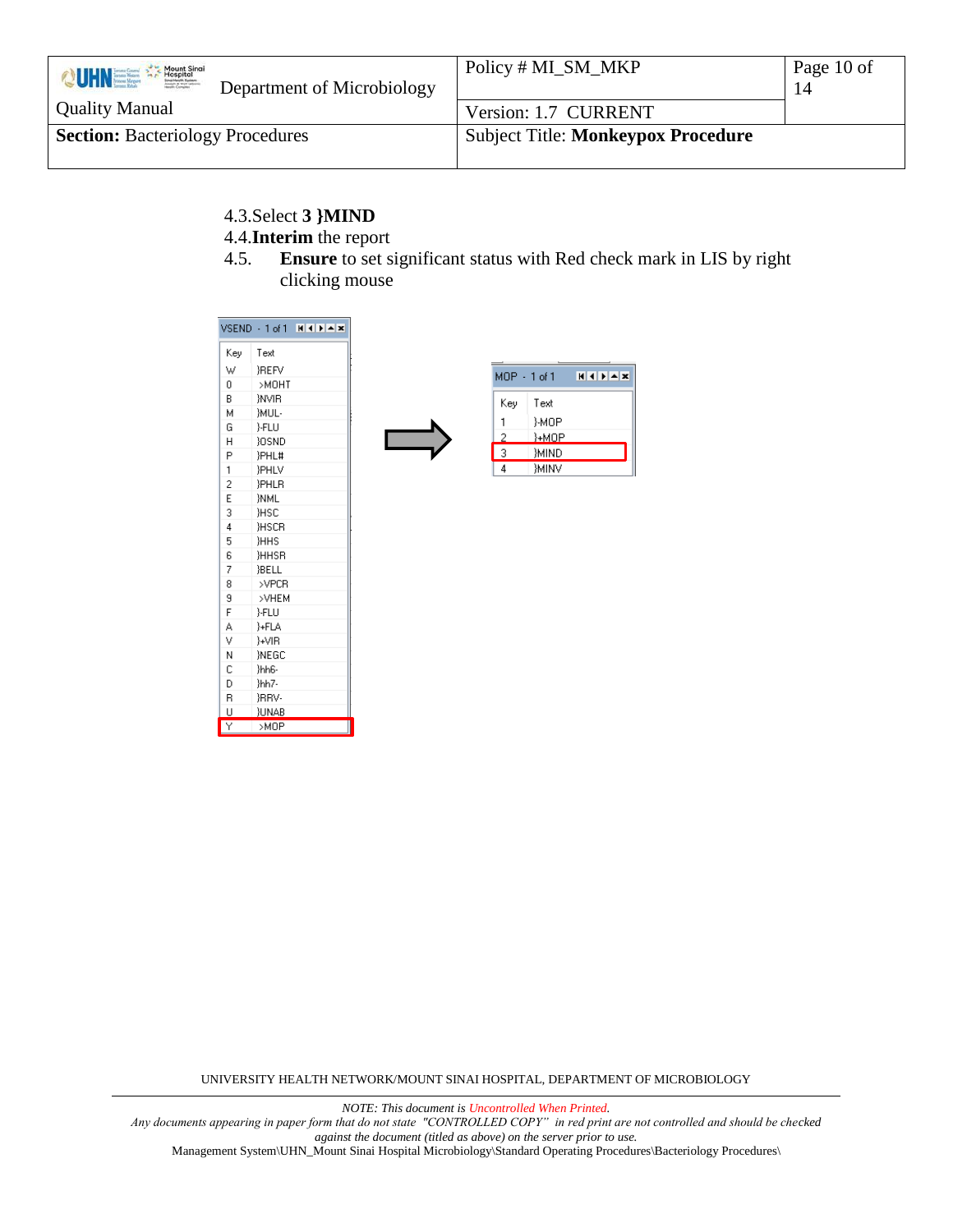4.3. Select **3 }MIND**

4.4. **Interim** the report

4.5. **Ensure** to set significant status with Red check mark in LIS by right clicking mouse

VSEND - 1 of 1

| Key | Text |
|---|---|
| W | }REFV |
| 0 | >MOHT |
| B | }NVIR |
| M | }MUL- |
| G | }-FLU |
| H | }OSND |
| P | }PHL# |
| 1 | }PHLV |
| 2 | }PHLR |
| E | }NML |
| 3 | }HSC |
| 4 | }HSCR |
| 5 | }HHS |
| 6 | }HHSR |
| 7 | }BELL |
| 8 | >VPCR |
| 9 | >VHEM |
| F | }-FLU |
| A | }+FLA |
| V | }+VIR |
| N | }NEGC |
| C | }hh6- |
| D | }hh7- |
| R | }RRV- |
| U | }UNAB |
| Y | >MOP |

MOP - 1 of 1

| Key | Text |
|---|---|
| 1 | }-MOP |
| 2 | }+MOP |
| 3 | }MIND |
| 4 | }MINV |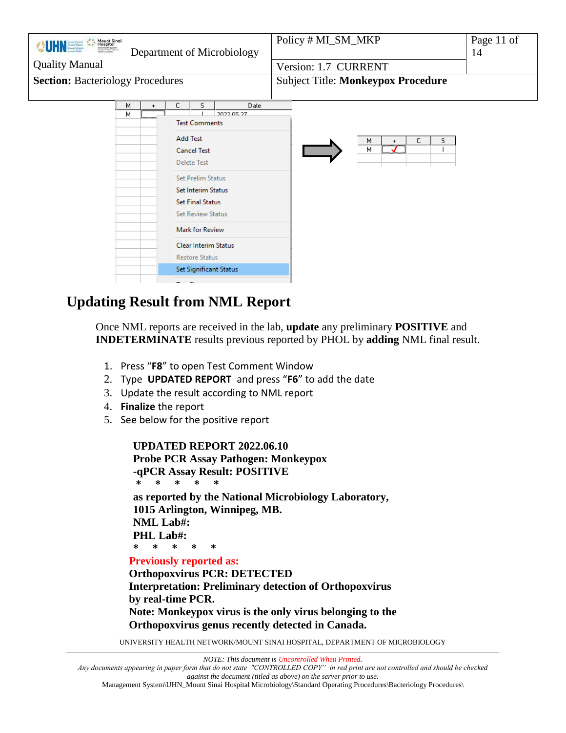## Updating Result from NML Report

Once NML reports are received in the lab, **update** any preliminary **POSITIVE** and **INDETERMINATE** results previous reported by PHOL by **adding** NML final result.

1. Press "**F8**" to open Test Comment Window
2. Type **UPDATED REPORT** and press "**F6**" to add the date
3. Update the result according to NML report
4. **Finalize** the report
5. See below for the positive report

**UPDATED REPORT 2022.06.10**
**Probe PCR Assay Pathogen: Monkeypox**
**-qPCR Assay Result: POSITIVE**
**\* \* \* \* \***
**as reported by the National Microbiology Laboratory,**
**1015 Arlington, Winnipeg, MB.**
**NML Lab#:**
**PHL Lab#:**
**\* \* \* \* \***
**Previously reported as:**
**Orthopoxvirus PCR: DETECTED**
**Interpretation: Preliminary detection of Orthopoxvirus by real-time PCR.**
**Note: Monkeypox virus is the only virus belonging to the Orthopoxvirus genus recently detected in Canada.**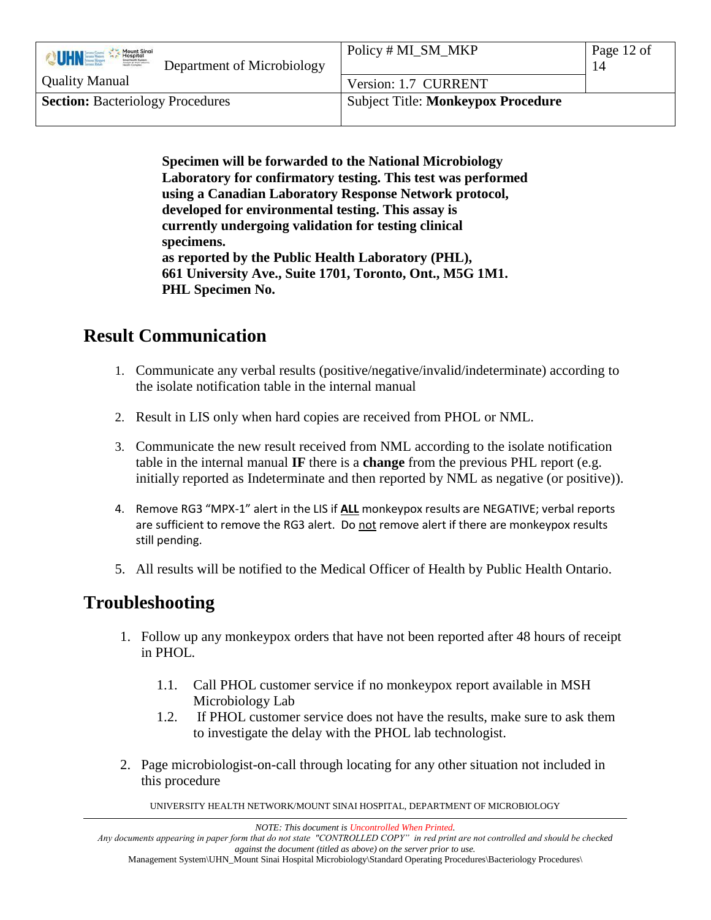**Specimen will be forwarded to the National Microbiology Laboratory for confirmatory testing. This test was performed using a Canadian Laboratory Response Network protocol, developed for environmental testing. This assay is currently undergoing validation for testing clinical specimens.**
**as reported by the Public Health Laboratory (PHL), 661 University Ave., Suite 1701, Toronto, Ont., M5G 1M1.**
**PHL Specimen No.**

## Result Communication

1. Communicate any verbal results (positive/negative/invalid/indeterminate) according to the isolate notification table in the internal manual
2. Result in LIS only when hard copies are received from PHOL or NML.
3. Communicate the new result received from NML according to the isolate notification table in the internal manual **IF** there is a **change** from the previous PHL report (e.g. initially reported as Indeterminate and then reported by NML as negative (or positive)).
4. Remove RG3 "MPX-1" alert in the LIS if <u>**ALL**</u> monkeypox results are NEGATIVE; verbal reports are sufficient to remove the RG3 alert. Do <u>not</u> remove alert if there are monkeypox results still pending.
5. All results will be notified to the Medical Officer of Health by Public Health Ontario.

## Troubleshooting

1. Follow up any monkeypox orders that have not been reported after 48 hours of receipt in PHOL.
   1.1. Call PHOL customer service if no monkeypox report available in MSH Microbiology Lab
   1.2. If PHOL customer service does not have the results, make sure to ask them to investigate the delay with the PHOL lab technologist.
2. Page microbiologist-on-call through locating for any other situation not included in this procedure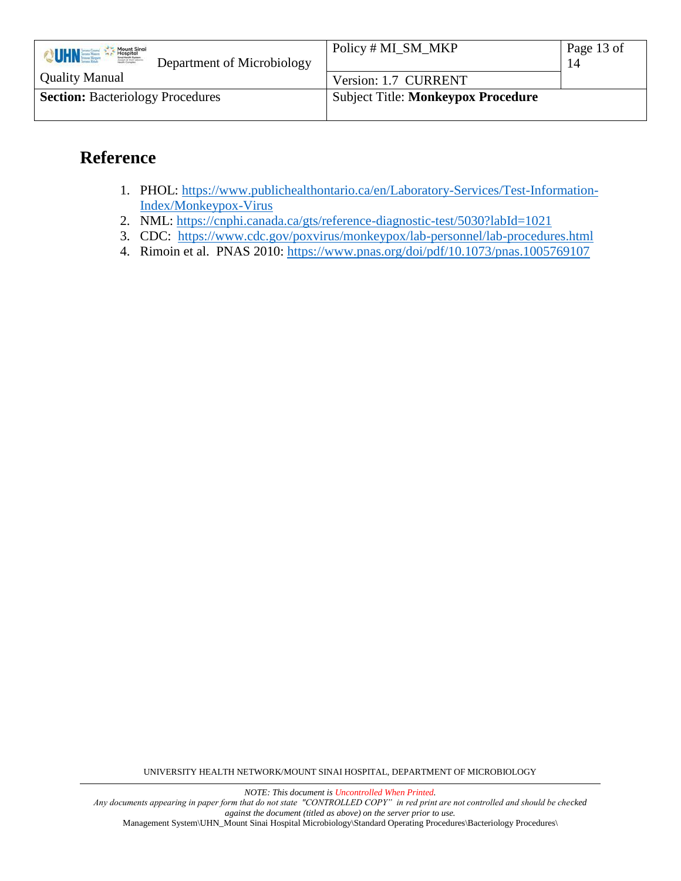# Reference

1. PHOL: https://www.publichealthontario.ca/en/Laboratory-Services/Test-Information-Index/Monkeypox-Virus
2. NML: https://cnphi.canada.ca/gts/reference-diagnostic-test/5030?labId=1021
3. CDC: https://www.cdc.gov/poxvirus/monkeypox/lab-personnel/lab-procedures.html
4. Rimoin et al. PNAS 2010: https://www.pnas.org/doi/pdf/10.1073/pnas.1005769107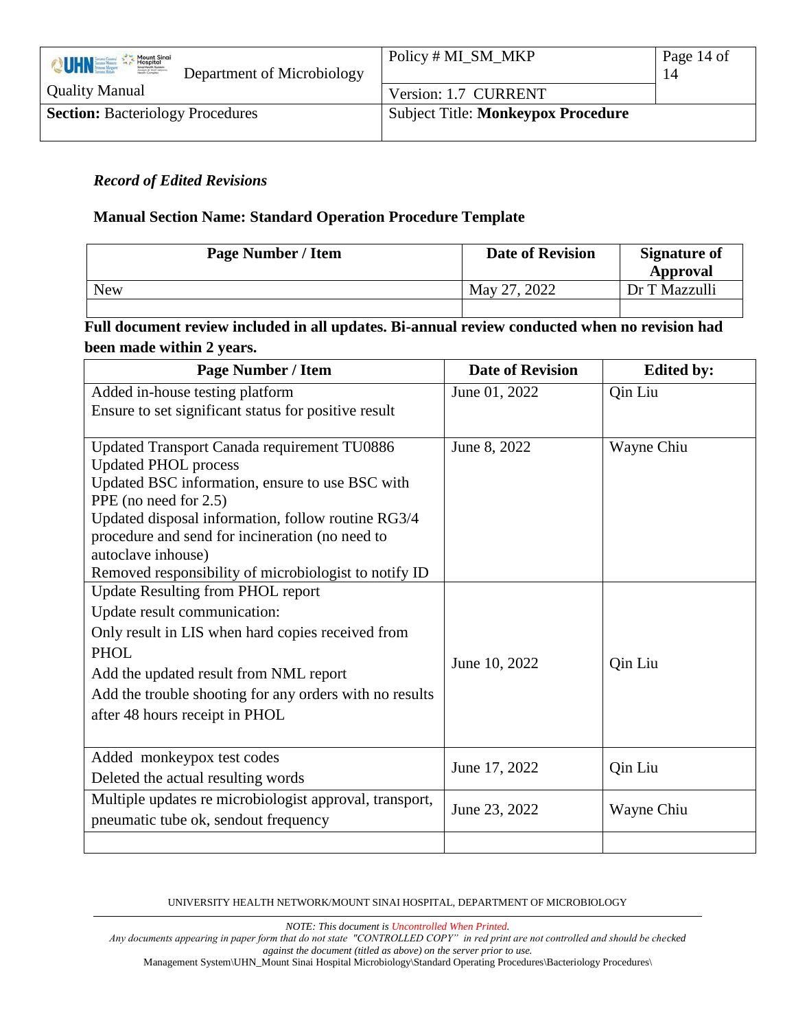***Record of Edited Revisions***

**Manual Section Name: Standard Operation Procedure Template**

| Page Number / Item | Date of Revision | Signature of Approval |
|---|---|---|
| New | May 27, 2022 | Dr T Mazzulli |
| | | |

**Full document review included in all updates. Bi-annual review conducted when no revision had been made within 2 years.**

| Page Number / Item | Date of Revision | Edited by: |
|---|---|---|
| Added in-house testing platform<br>Ensure to set significant status for positive result | June 01, 2022 | Qin Liu |
| Updated Transport Canada requirement TU0886<br>Updated PHOL process<br>Updated BSC information, ensure to use BSC with PPE (no need for 2.5)<br>Updated disposal information, follow routine RG3/4 procedure and send for incineration (no need to autoclave inhouse)<br>Removed responsibility of microbiologist to notify ID | June 8, 2022 | Wayne Chiu |
| Update Resulting from PHOL report<br>Update result communication:<br>Only result in LIS when hard copies received from PHOL<br>Add the updated result from NML report<br>Add the trouble shooting for any orders with no results after 48 hours receipt in PHOL | June 10, 2022 | Qin Liu |
| Added monkeypox test codes<br>Deleted the actual resulting words | June 17, 2022 | Qin Liu |
| Multiple updates re microbiologist approval, transport, pneumatic tube ok, sendout frequency | June 23, 2022 | Wayne Chiu |
| | | |